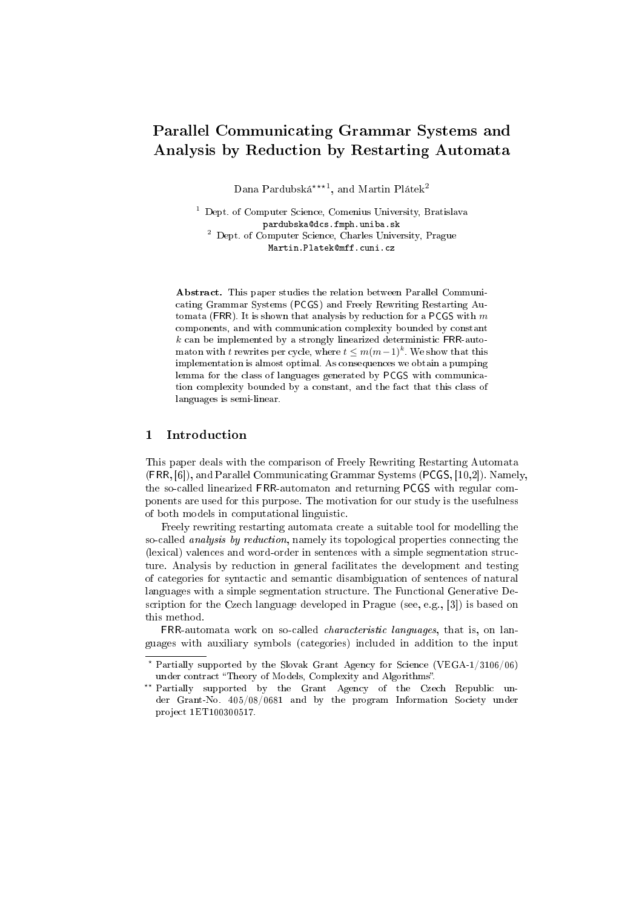# Parallel Communicating Grammar Systems and Analysis by Reduction by Restarting Automata

Dana Pardubská\*\*\*[1], and Martin Plátek[2]

[1] Dept. of Computer Science, Comenius University, Bratislava
pardubska@dcs.fmph.uniba.sk

[2] Dept. of Computer Science, Charles University, Prague
Martin.Platek@mff.cuni.cz

**Abstract.** This paper studies the relation between Parallel Communicating Grammar Systems (PCGS) and Freely Rewriting Restarting Automata (FRR). It is shown that analysis by reduction for a PCGS with $m$ components, and with communication complexity bounded by constant $k$ can be implemented by a strongly linearized deterministic FRR-automaton with $t$ rewrites per cycle, where $t \leq m(m-1)^k$. We show that this implementation is almost optimal. As consequences we obtain a pumping lemma for the class of languages generated by PCGS with communication complexity bounded by a constant, and the fact that this class of languages is semi-linear.

## 1 Introduction

This paper deals with the comparison of Freely Rewriting Restarting Automata (FRR, [6]), and Parallel Communicating Grammar Systems (PCGS, [10,2]). Namely, the so-called linearized FRR-automaton and returning PCGS with regular components are used for this purpose. The motivation for our study is the usefulness of both models in computational linguistic.

Freely rewriting restarting automata create a suitable tool for modelling the so-called *analysis by reduction*, namely its topological properties connecting the (lexical) valences and word-order in sentences with a simple segmentation structure. Analysis by reduction in general facilitates the development and testing of categories for syntactic and semantic disambiguation of sentences of natural languages with a simple segmentation structure. The Functional Generative Description for the Czech language developed in Prague (see, e.g., [3]) is based on this method.

FRR-automata work on so-called *characteristic languages*, that is, on languages with auxiliary symbols (categories) included in addition to the input

---

\* Partially supported by the Slovak Grant Agency for Science (VEGA-1/3106/06) under contract "Theory of Models, Complexity and Algorithms".

\*\* Partially supported by the Grant Agency of the Czech Republic under Grant-No. 405/08/0681 and by the program Information Society under project 1ET100300517.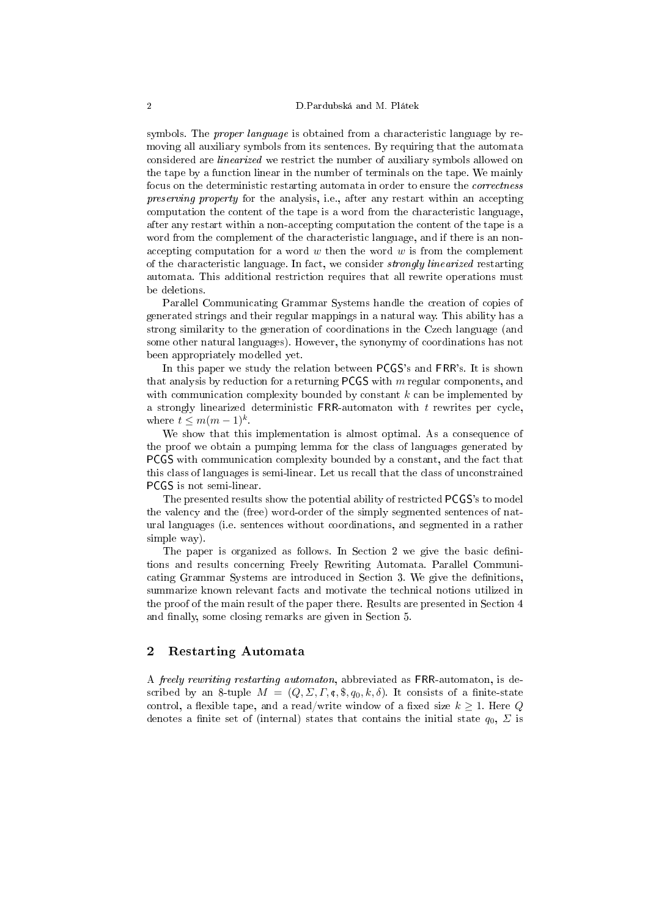symbols. The *proper language* is obtained from a characteristic language by removing all auxiliary symbols from its sentences. By requiring that the automata considered are *linearized* we restrict the number of auxiliary symbols allowed on the tape by a function linear in the number of terminals on the tape. We mainly focus on the deterministic restarting automata in order to ensure the *correctness preserving property* for the analysis, i.e., after any restart within an accepting computation the content of the tape is a word from the characteristic language, after any restart within a non-accepting computation the content of the tape is a word from the complement of the characteristic language, and if there is an non-accepting computation for a word $w$ then the word $w$ is from the complement of the characteristic language. In fact, we consider *strongly linearized* restarting automata. This additional restriction requires that all rewrite operations must be deletions.

Parallel Communicating Grammar Systems handle the creation of copies of generated strings and their regular mappings in a natural way. This ability has a strong similarity to the generation of coordinations in the Czech language (and some other natural languages). However, the synonymy of coordinations has not been appropriately modelled yet.

In this paper we study the relation between PCGS's and FRR's. It is shown that analysis by reduction for a returning PCGS with $m$ regular components, and with communication complexity bounded by constant $k$ can be implemented by a strongly linearized deterministic FRR-automaton with $t$ rewrites per cycle, where $t \leq m(m-1)^k$.

We show that this implementation is almost optimal. As a consequence of the proof we obtain a pumping lemma for the class of languages generated by PCGS with communication complexity bounded by a constant, and the fact that this class of languages is semi-linear. Let us recall that the class of unconstrained PCGS is not semi-linear.

The presented results show the potential ability of restricted PCGS's to model the valency and the (free) word-order of the simply segmented sentences of natural languages (i.e. sentences without coordinations, and segmented in a rather simple way).

The paper is organized as follows. In Section 2 we give the basic definitions and results concerning Freely Rewriting Automata. Parallel Communicating Grammar Systems are introduced in Section 3. We give the definitions, summarize known relevant facts and motivate the technical notions utilized in the proof of the main result of the paper there. Results are presented in Section 4 and finally, some closing remarks are given in Section 5.

## 2 Restarting Automata

A *freely rewriting restarting automaton*, abbreviated as FRR-automaton, is described by an 8-tuple $M = (Q, \Sigma, \Gamma, \cent, \$, q_0, k, \delta)$. It consists of a finite-state control, a flexible tape, and a read/write window of a fixed size $k \geq 1$. Here $Q$ denotes a finite set of (internal) states that contains the initial state $q_0$, $\Sigma$ is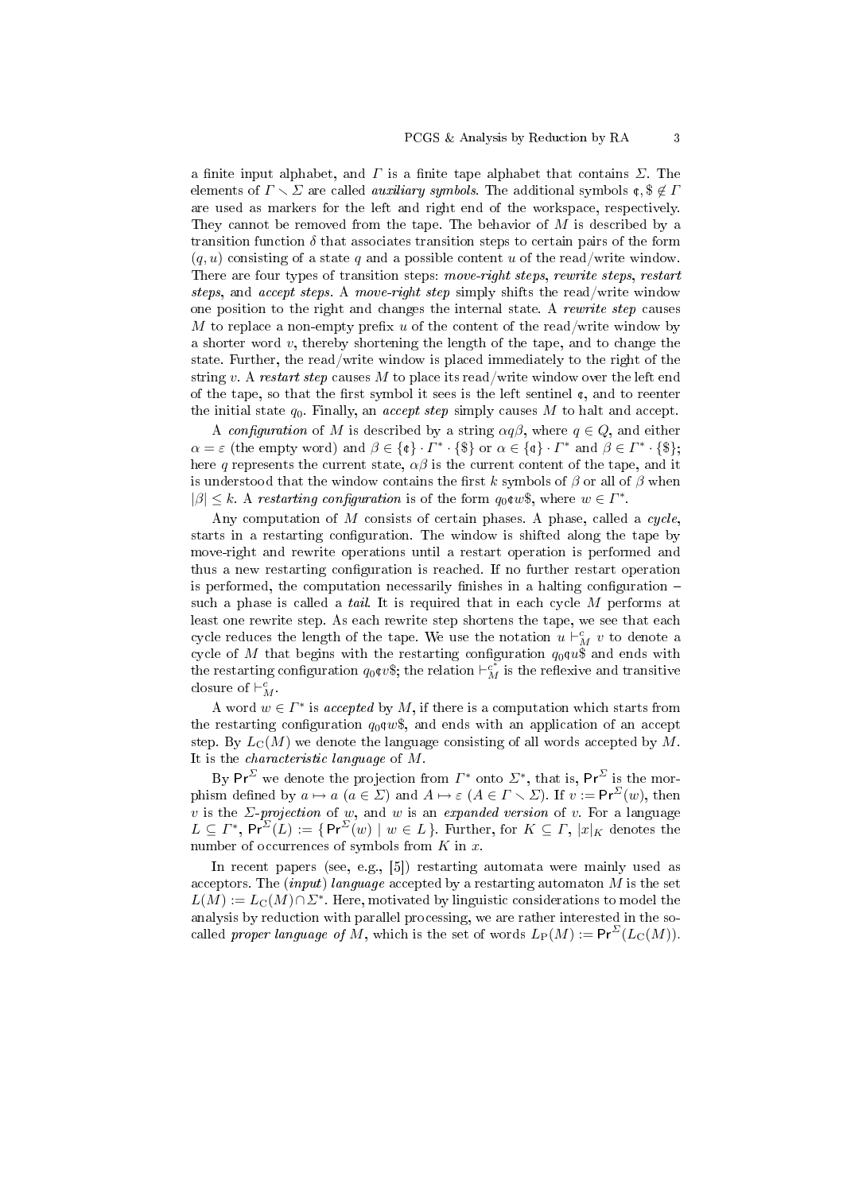a finite input alphabet, and $\Gamma$ is a finite tape alphabet that contains $\Sigma$. The elements of $\Gamma \setminus \Sigma$ are called *auxiliary symbols*. The additional symbols $¢, \$ \notin \Gamma$ are used as markers for the left and right end of the workspace, respectively. They cannot be removed from the tape. The behavior of $M$ is described by a transition function $\delta$ that associates transition steps to certain pairs of the form $(q, u)$ consisting of a state $q$ and a possible content $u$ of the read/write window. There are four types of transition steps: *move-right steps*, *rewrite steps*, *restart steps*, and *accept steps*. A *move-right step* simply shifts the read/write window one position to the right and changes the internal state. A *rewrite step* causes $M$ to replace a non-empty prefix $u$ of the content of the read/write window by a shorter word $v$, thereby shortening the length of the tape, and to change the state. Further, the read/write window is placed immediately to the right of the string $v$. A *restart step* causes $M$ to place its read/write window over the left end of the tape, so that the first symbol it sees is the left sentinel $¢$, and to reenter the initial state $q_0$. Finally, an *accept step* simply causes $M$ to halt and accept.

A *configuration* of $M$ is described by a string $\alpha q \beta$, where $q \in Q$, and either $\alpha = \varepsilon$ (the empty word) and $\beta \in \{¢\} \cdot \Gamma^* \cdot \{\$\}$ or $\alpha \in \{¢\} \cdot \Gamma^*$ and $\beta \in \Gamma^* \cdot \{\$\}$; here $q$ represents the current state, $\alpha\beta$ is the current content of the tape, and it is understood that the window contains the first $k$ symbols of $\beta$ or all of $\beta$ when $|\beta| \leq k$. A *restarting configuration* is of the form $q_0 ¢ w \$$, where $w \in \Gamma^*$.

Any computation of $M$ consists of certain phases. A phase, called a *cycle*, starts in a restarting configuration. The window is shifted along the tape by move-right and rewrite operations until a restart operation is performed and thus a new restarting configuration is reached. If no further restart operation is performed, the computation necessarily finishes in a halting configuration – such a phase is called a *tail*. It is required that in each cycle $M$ performs at least one rewrite step. As each rewrite step shortens the tape, we see that each cycle reduces the length of the tape. We use the notation $u \vdash_M^c v$ to denote a cycle of $M$ that begins with the restarting configuration $q_0 ¢ u \$$ and ends with the restarting configuration $q_0 ¢ v \$$; the relation $\vdash_M^{c^*}$ is the reflexive and transitive closure of $\vdash_M^c$.

A word $w \in \Gamma^*$ is *accepted* by $M$, if there is a computation which starts from the restarting configuration $q_0 ¢ w \$$, and ends with an application of an accept step. By $L_{\mathrm{C}}(M)$ we denote the language consisting of all words accepted by $M$. It is the *characteristic language* of $M$.

By $\mathsf{Pr}^{\Sigma}$ we denote the projection from $\Gamma^*$ onto $\Sigma^*$, that is, $\mathsf{Pr}^{\Sigma}$ is the morphism defined by $a \mapsto a$ $(a \in \Sigma)$ and $A \mapsto \varepsilon$ $(A \in \Gamma \setminus \Sigma)$. If $v := \mathsf{Pr}^{\Sigma}(w)$, then $v$ is the *$\Sigma$-projection* of $w$, and $w$ is an *expanded version* of $v$. For a language $L \subseteq \Gamma^*$, $\mathsf{Pr}^{\Sigma}(L) := \{ \mathsf{Pr}^{\Sigma}(w) \mid w \in L \}$. Further, for $K \subseteq \Gamma$, $|x|_K$ denotes the number of occurrences of symbols from $K$ in $x$.

In recent papers (see, e.g., [5]) restarting automata were mainly used as acceptors. The (*input*) *language* accepted by a restarting automaton $M$ is the set $L(M) := L_{\mathrm{C}}(M) \cap \Sigma^*$. Here, motivated by linguistic considerations to model the analysis by reduction with parallel processing, we are rather interested in the so-called *proper language of* $M$, which is the set of words $L_{\mathrm{P}}(M) := \mathsf{Pr}^{\Sigma}(L_{\mathrm{C}}(M))$.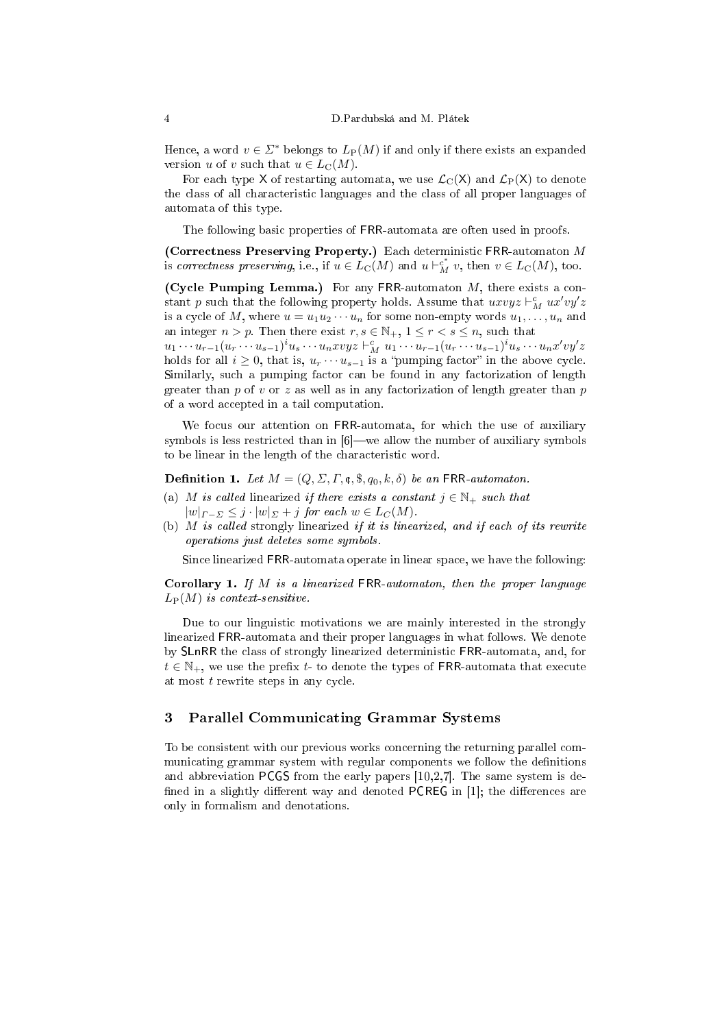Hence, a word $v \in \Sigma^*$ belongs to $L_{\mathrm{P}}(M)$ if and only if there exists an expanded version $u$ of $v$ such that $u \in L_{\mathrm{C}}(M)$.

For each type X of restarting automata, we use $\mathcal{L}_{\mathrm{C}}(\mathsf{X})$ and $\mathcal{L}_{\mathrm{P}}(\mathsf{X})$ to denote the class of all characteristic languages and the class of all proper languages of automata of this type.

The following basic properties of FRR-automata are often used in proofs.

**(Correctness Preserving Property.)** Each deterministic FRR-automaton $M$ is *correctness preserving*, i.e., if $u \in L_{\mathrm{C}}(M)$ and $u \vdash_M^{c^*} v$, then $v \in L_{\mathrm{C}}(M)$, too.

**(Cycle Pumping Lemma.)** For any FRR-automaton $M$, there exists a constant $p$ such that the following property holds. Assume that $uxvyz \vdash_M^{c} ux'vy'z$ is a cycle of $M$, where $u = u_1 u_2 \cdots u_n$ for some non-empty words $u_1, \ldots, u_n$ and an integer $n > p$. Then there exist $r, s \in \mathbb{N}_+$, $1 \leq r < s \leq n$, such that $u_1 \cdots u_{r-1}(u_r \cdots u_{s-1})^i u_s \cdots u_n xvyz \vdash_M^{c} u_1 \cdots u_{r-1}(u_r \cdots u_{s-1})^i u_s \cdots u_n x'vy'z$ holds for all $i \geq 0$, that is, $u_r \cdots u_{s-1}$ is a 'pumping factor" in the above cycle. Similarly, such a pumping factor can be found in any factorization of length greater than $p$ of $v$ or $z$ as well as in any factorization of length greater than $p$ of a word accepted in a tail computation.

We focus our attention on FRR-automata, for which the use of auxiliary symbols is less restricted than in [6]—we allow the number of auxiliary symbols to be linear in the length of the characteristic word.

**Definition 1.** *Let $M = (Q, \Sigma, \Gamma, \mathtt{¢}, \$, q_0, k, \delta)$ be an* FRR*-automaton.*

(a) *$M$ is called* linearized *if there exists a constant $j \in \mathbb{N}_+$ such that $|w|_{\Gamma - \Sigma} \leq j \cdot |w|_{\Sigma} + j$ for each $w \in L_C(M)$.*

(b) *$M$ is called* strongly linearized *if it is linearized, and if each of its rewrite operations just deletes some symbols.*

Since linearized FRR-automata operate in linear space, we have the following:

**Corollary 1.** *If $M$ is a linearized* FRR*-automaton, then the proper language $L_{\mathrm{P}}(M)$ is context-sensitive.*

Due to our linguistic motivations we are mainly interested in the strongly linearized FRR-automata and their proper languages in what follows. We denote by SLnRR the class of strongly linearized deterministic FRR-automata, and, for $t \in \mathbb{N}_+$, we use the prefix $t$- to denote the types of FRR-automata that execute at most $t$ rewrite steps in any cycle.

## 3 Parallel Communicating Grammar Systems

To be consistent with our previous works concerning the returning parallel communicating grammar system with regular components we follow the definitions and abbreviation PCGS from the early papers [10,2,7]. The same system is defined in a slightly different way and denoted PCREG in [1]; the differences are only in formalism and denotations.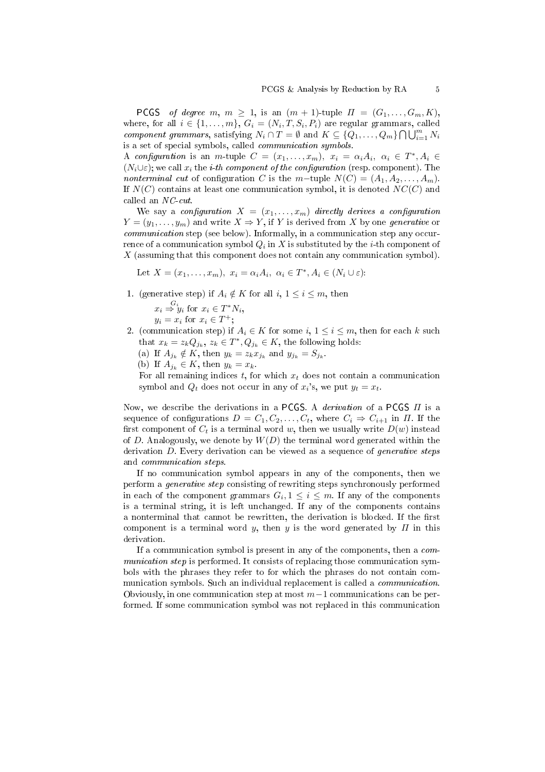PCGS *of degree* $m$, $m \geq 1$, is an $(m+1)$-tuple $\Pi = (G_1, \ldots, G_m, K)$, where, for all $i \in \{1, \ldots, m\}$, $G_i = (N_i, T, S_i, P_i)$ are regular grammars, called *component grammars*, satisfying $N_i \cap T = \emptyset$ and $K \subseteq \{Q_1, \ldots, Q_m\} \bigcap \bigcup_{i=1}^{m} N_i$ is a set of special symbols, called *communication symbols*.
A *configuration* is an $m$-tuple $C = (x_1, \ldots, x_m)$, $x_i = \alpha_i A_i$, $\alpha_i \in T^*, A_i \in (N_i \cup \varepsilon)$; we call $x_i$ the *i-th component of the configuration* (resp. component). The *nonterminal cut* of configuration $C$ is the $m-$tuple $N(C) = (A_1, A_2, \ldots, A_m)$. If $N(C)$ contains at least one communication symbol, it is denoted $NC(C)$ and called an *NC-cut*.

We say a *configuration* $X = (x_1, \ldots, x_m)$ *directly derives a configuration* $Y = (y_1, \ldots, y_m)$ and write $X \Rightarrow Y$, if $Y$ is derived from $X$ by one *generative* or *communication* step (see below). Informally, in a communication step any occurrence of a communication symbol $Q_i$ in $X$ is substituted by the $i$-th component of $X$ (assuming that this component does not contain any communication symbol).

Let $X = (x_1, \ldots, x_m)$, $x_i = \alpha_i A_i$, $\alpha_i \in T^*, A_i \in (N_i \cup \varepsilon)$:

1. (generative step) if $A_i \notin K$ for all $i$, $1 \leq i \leq m$, then
   $x_i \overset{G_i}{\Rightarrow} y_i$ for $x_i \in T^* N_i$,
   $y_i = x_i$ for $x_i \in T^+$;
2. (communication step) if $A_i \in K$ for some $i$, $1 \leq i \leq m$, then for each $k$ such that $x_k = z_k Q_{j_k}$, $z_k \in T^*, Q_{j_k} \in K$, the following holds:
   (a) If $A_{j_k} \notin K$, then $y_k = z_k x_{j_k}$ and $y_{j_k} = S_{j_k}$.
   (b) If $A_{j_k} \in K$, then $y_k = x_k$.
   For all remaining indices $t$, for which $x_t$ does not contain a communication symbol and $Q_t$ does not occur in any of $x_i$'s, we put $y_t = x_t$.

Now, we describe the derivations in a PCGS. A *derivation* of a PCGS $\Pi$ is a sequence of configurations $D = C_1, C_2, \ldots, C_t$, where $C_i \Rightarrow C_{i+1}$ in $\Pi$. If the first component of $C_t$ is a terminal word $w$, then we usually write $D(w)$ instead of $D$. Analogously, we denote by $W(D)$ the terminal word generated within the derivation $D$. Every derivation can be viewed as a sequence of *generative steps* and *communication steps*.

If no communication symbol appears in any of the components, then we perform a *generative step* consisting of rewriting steps synchronously performed in each of the component grammars $G_i, 1 \leq i \leq m$. If any of the components is a terminal string, it is left unchanged. If any of the components contains a nonterminal that cannot be rewritten, the derivation is blocked. If the first component is a terminal word $y$, then $y$ is the word generated by $\Pi$ in this derivation.

If a communication symbol is present in any of the components, then a *communication step* is performed. It consists of replacing those communication symbols with the phrases they refer to for which the phrases do not contain communication symbols. Such an individual replacement is called a *communication*. Obviously, in one communication step at most $m-1$ communications can be performed. If some communication symbol was not replaced in this communication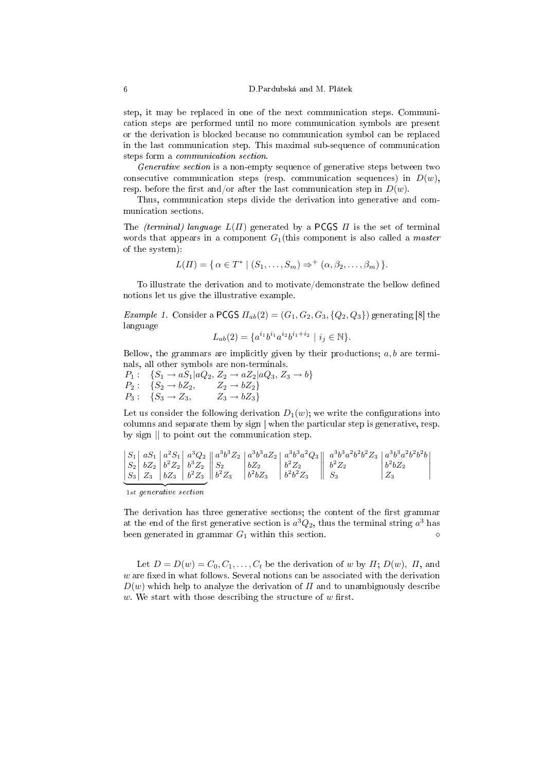step, it may be replaced in one of the next communication steps. Communication steps are performed until no more communication symbols are present or the derivation is blocked because no communication symbol can be replaced in the last communication step. This maximal sub-sequence of communication steps form a *communication section*.

*Generative section* is a non-empty sequence of generative steps between two consecutive communication steps (resp. communication sequences) in $D(w)$, resp. before the first and/or after the last communication step in $D(w)$.

Thus, communication steps divide the derivation into generative and communication sections.

The *(terminal) language* $L(\Pi)$ generated by a PCGS $\Pi$ is the set of terminal words that appears in a component $G_1$(this component is also called a *master* of the system):

$$L(\Pi) = \{\, \alpha \in T^* \mid (S_1, \ldots, S_m) \Rightarrow^+ (\alpha, \beta_2, \ldots, \beta_m) \,\}.$$

To illustrate the derivation and to motivate/demonstrate the bellow defined notions let us give the illustrative example.

*Example 1.* Consider a PCGS $\Pi_{ab}(2) = (G_1, G_2, G_3, \{Q_2, Q_3\})$ generating [8] the language

$$L_{ab}(2) = \{a^{i_1} b^{i_1} a^{i_2} b^{i_1+i_2} \mid i_j \in \mathbb{N}\}.$$

Bellow, the grammars are implicitly given by their productions; $a, b$ are terminals, all other symbols are non-terminals.

$P_1: \quad \{S_1 \to aS_1 | aQ_2,\ Z_2 \to aZ_2 | aQ_3,\ Z_3 \to b\}$
$P_2: \quad \{S_2 \to bZ_2, \qquad Z_2 \to bZ_2\}$
$P_3: \quad \{S_3 \to Z_3, \qquad Z_3 \to bZ_3\}$

Let us consider the following derivation $D_1(w)$; we write the configurations into columns and separate them by sign $|$ when the particular step is generative, resp. by sign $||$ to point out the communication step.

$$\underbrace{\left|\begin{array}{c|c|c|c} S_1 & aS_1 & a^2S_1 & a^3Q_2 \\ S_2 & bZ_2 & b^2Z_2 & b^3Z_2 \\ S_3 & Z_3 & bZ_3 & b^2Z_3 \end{array}\right\|}_{1st\ generative\ section} \begin{array}{l|l|l} a^3b^3Z_2 & a^3b^3aZ_2 & a^3b^3a^2Q_3 \\ S_2 & bZ_2 & b^2Z_2 \\ b^2Z_3 & b^2bZ_3 & b^2b^2Z_3 \end{array} \left\| \begin{array}{l|l} a^3b^3a^2b^2b^2Z_3 & a^3b^3a^2b^2b^2b \\ b^2Z_2 & b^2bZ_2 \\ S_3 & Z_3 \end{array} \right|$$

The derivation has three generative sections; the content of the first grammar at the end of the first generative section is $a^3Q_2$, thus the terminal string $a^3$ has been generated in grammar $G_1$ within this section. $\diamond$

Let $D = D(w) = C_0, C_1, \ldots, C_t$ be the derivation of $w$ by $\Pi$; $D(w)$, $\Pi$, and $w$ are fixed in what follows. Several notions can be associated with the derivation $D(w)$ which help to analyze the derivation of $\Pi$ and to unambiguously describe $w$. We start with those describing the structure of $w$ first.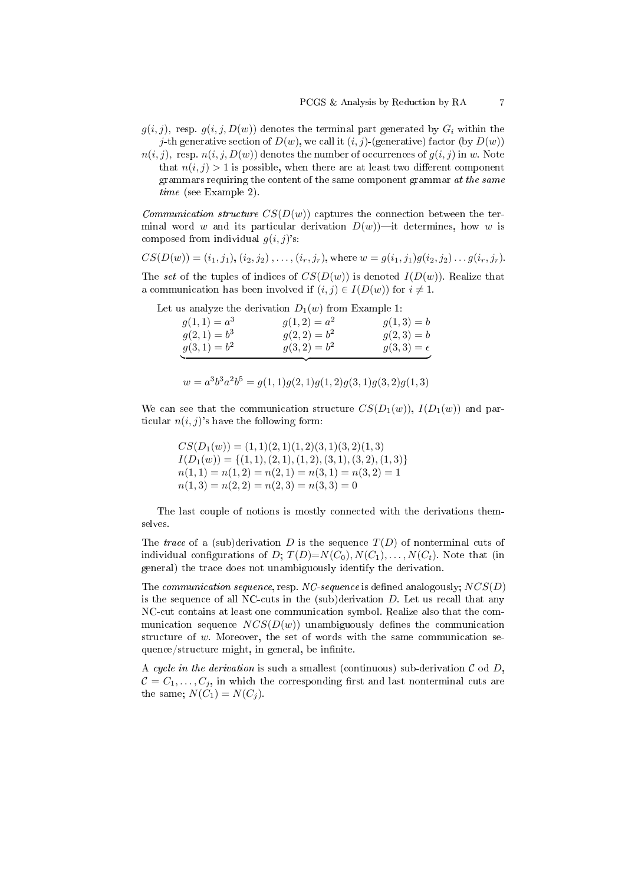$g(i,j)$, resp. $g(i,j,D(w))$ denotes the terminal part generated by $G_i$ within the $j$-th generative section of $D(w)$, we call it $(i,j)$-(generative) factor (by $D(w)$)

$n(i,j)$, resp. $n(i,j,D(w))$ denotes the number of occurrences of $g(i,j)$ in $w$. Note that $n(i,j) > 1$ is possible, when there are at least two different component grammars requiring the content of the same component grammar *at the same time* (see Example 2).

*Communication structure* $CS(D(w))$ captures the connection between the terminal word $w$ and its particular derivation $D(w)$)—it determines, how $w$ is composed from individual $g(i,j)$'s:

$CS(D(w)) = (i_1, j_1), (i_2, j_2), \ldots, (i_r, j_r)$, where $w = g(i_1, j_1)g(i_2, j_2)\ldots g(i_r, j_r)$.

The *set* of the tuples of indices of $CS(D(w))$ is denoted $I(D(w))$. Realize that a communication has been involved if $(i,j) \in I(D(w))$ for $i \neq 1$.

Let us analyze the derivation $D_1(w)$ from Example 1:

$$\underbrace{\begin{array}{lll} g(1,1) = a^3 & g(1,2) = a^2 & g(1,3) = b \\ g(2,1) = b^3 & g(2,2) = b^2 & g(2,3) = b \\ g(3,1) = b^2 & g(3,2) = b^2 & g(3,3) = \epsilon \end{array}}$$

$$w = a^3b^3a^2b^5 = g(1,1)g(2,1)g(1,2)g(3,1)g(3,2)g(1,3)$$

We can see that the communication structure $CS(D_1(w))$, $I(D_1(w))$ and particular $n(i,j)$'s have the following form:

$$CS(D_1(w)) = (1,1)(2,1)(1,2)(3,1)(3,2)(1,3)$$
$$I(D_1(w)) = \{(1,1),(2,1),(1,2),(3,1),(3,2),(1,3)\}$$
$$n(1,1) = n(1,2) = n(2,1) = n(3,1) = n(3,2) = 1$$
$$n(1,3) = n(2,2) = n(2,3) = n(3,3) = 0$$

The last couple of notions is mostly connected with the derivations themselves.

The *trace* of a (sub)derivation $D$ is the sequence $T(D)$ of nonterminal cuts of individual configurations of $D$; $T(D)$=$N(C_0), N(C_1), \ldots, N(C_t)$. Note that (in general) the trace does not unambiguously identify the derivation.

The *communication sequence*, resp. *NC-sequence* is defined analogously; $NCS(D)$ is the sequence of all NC-cuts in the (sub)derivation $D$. Let us recall that any NC-cut contains at least one communication symbol. Realize also that the communication sequence $NCS(D(w))$ unambiguously defines the communication structure of $w$. Moreover, the set of words with the same communication sequence/structure might, in general, be infinite.

A *cycle in the derivation* is such a smallest (continuous) sub-derivation $\mathcal{C}$ od $D$, $\mathcal{C} = C_1, \ldots, C_j$, in which the corresponding first and last nonterminal cuts are the same; $N(C_1) = N(C_j)$.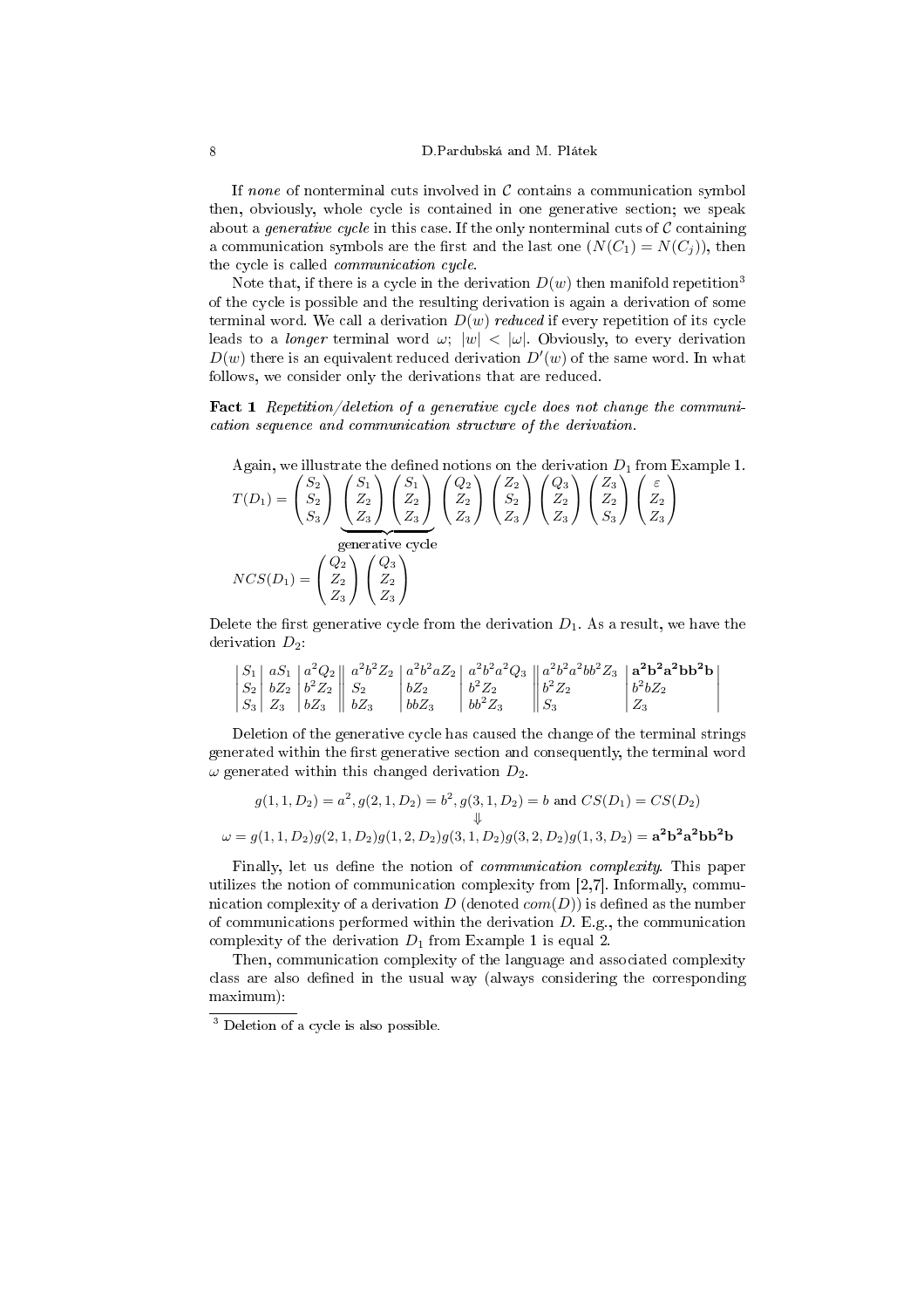If *none* of nonterminal cuts involved in $\mathcal{C}$ contains a communication symbol then, obviously, whole cycle is contained in one generative section; we speak about a *generative cycle* in this case. If the only nonterminal cuts of $\mathcal{C}$ containing a communication symbols are the first and the last one ($N(C_1) = N(C_j)$), then the cycle is called *communication cycle*.

Note that, if there is a cycle in the derivation $D(w)$ then manifold repetition[3] of the cycle is possible and the resulting derivation is again a derivation of some terminal word. We call a derivation $D(w)$ *reduced* if every repetition of its cycle leads to a *longer* terminal word $\omega$; $|w| < |\omega|$. Obviously, to every derivation $D(w)$ there is an equivalent reduced derivation $D'(w)$ of the same word. In what follows, we consider only the derivations that are reduced.

**Fact 1** *Repetition/deletion of a generative cycle does not change the communication sequence and communication structure of the derivation.*

Again, we illustrate the defined notions on the derivation $D_1$ from Example 1.

$$T(D_1) = \begin{pmatrix} S_2 \\ S_2 \\ S_3 \end{pmatrix} \underbrace{\begin{pmatrix} S_1 \\ Z_2 \\ Z_3 \end{pmatrix} \begin{pmatrix} S_1 \\ Z_2 \\ Z_3 \end{pmatrix}}_{\text{generative cycle}} \begin{pmatrix} Q_2 \\ Z_2 \\ Z_3 \end{pmatrix} \begin{pmatrix} Z_2 \\ S_2 \\ Z_3 \end{pmatrix} \begin{pmatrix} Q_3 \\ Z_2 \\ Z_3 \end{pmatrix} \begin{pmatrix} Z_3 \\ Z_2 \\ S_3 \end{pmatrix} \begin{pmatrix} \varepsilon \\ Z_2 \\ Z_3 \end{pmatrix}$$

$$NCS(D_1) = \begin{pmatrix} Q_2 \\ Z_2 \\ Z_3 \end{pmatrix} \begin{pmatrix} Q_3 \\ Z_2 \\ Z_3 \end{pmatrix}$$

Delete the first generative cycle from the derivation $D_1$. As a result, we have the derivation $D_2$:

$$\left|\begin{matrix} S_1 \\ S_2 \\ S_3 \end{matrix}\right| \begin{matrix} aS_1 \\ bZ_2 \\ Z_3 \end{matrix} \left|\begin{matrix} a^2Q_2 \\ b^2Z_2 \\ bZ_3 \end{matrix}\right\| \begin{matrix} a^2b^2Z_2 \\ S_2 \\ bZ_3 \end{matrix} \left|\begin{matrix} a^2b^2aZ_2 \\ bZ_2 \\ bbZ_3 \end{matrix}\right| \begin{matrix} a^2b^2a^2Q_3 \\ b^2Z_2 \\ bb^2Z_3 \end{matrix} \left\|\begin{matrix} a^2b^2a^2bb^2Z_3 \\ b^2Z_2 \\ S_3 \end{matrix}\right| \begin{matrix} \mathbf{a^2b^2a^2bb^2b} \\ b^2bZ_2 \\ Z_3 \end{matrix}\right|$$

Deletion of the generative cycle has caused the change of the terminal strings generated within the first generative section and consequently, the terminal word $\omega$ generated within this changed derivation $D_2$.

$$g(1,1,D_2) = a^2, g(2,1,D_2) = b^2, g(3,1,D_2) = b \text{ and } CS(D_1) = CS(D_2)$$
$$\Downarrow$$
$$\omega = g(1,1,D_2)g(2,1,D_2)g(1,2,D_2)g(3,1,D_2)g(3,2,D_2)g(1,3,D_2) = \mathbf{a^2b^2a^2bb^2b}$$

Finally, let us define the notion of *communication complexity*. This paper utilizes the notion of communication complexity from [2,7]. Informally, communication complexity of a derivation $D$ (denoted $com(D)$) is defined as the number of communications performed within the derivation $D$. E.g., the communication complexity of the derivation $D_1$ from Example 1 is equal 2.

Then, communication complexity of the language and associated complexity class are also defined in the usual way (always considering the corresponding maximum):

---

[3] Deletion of a cycle is also possible.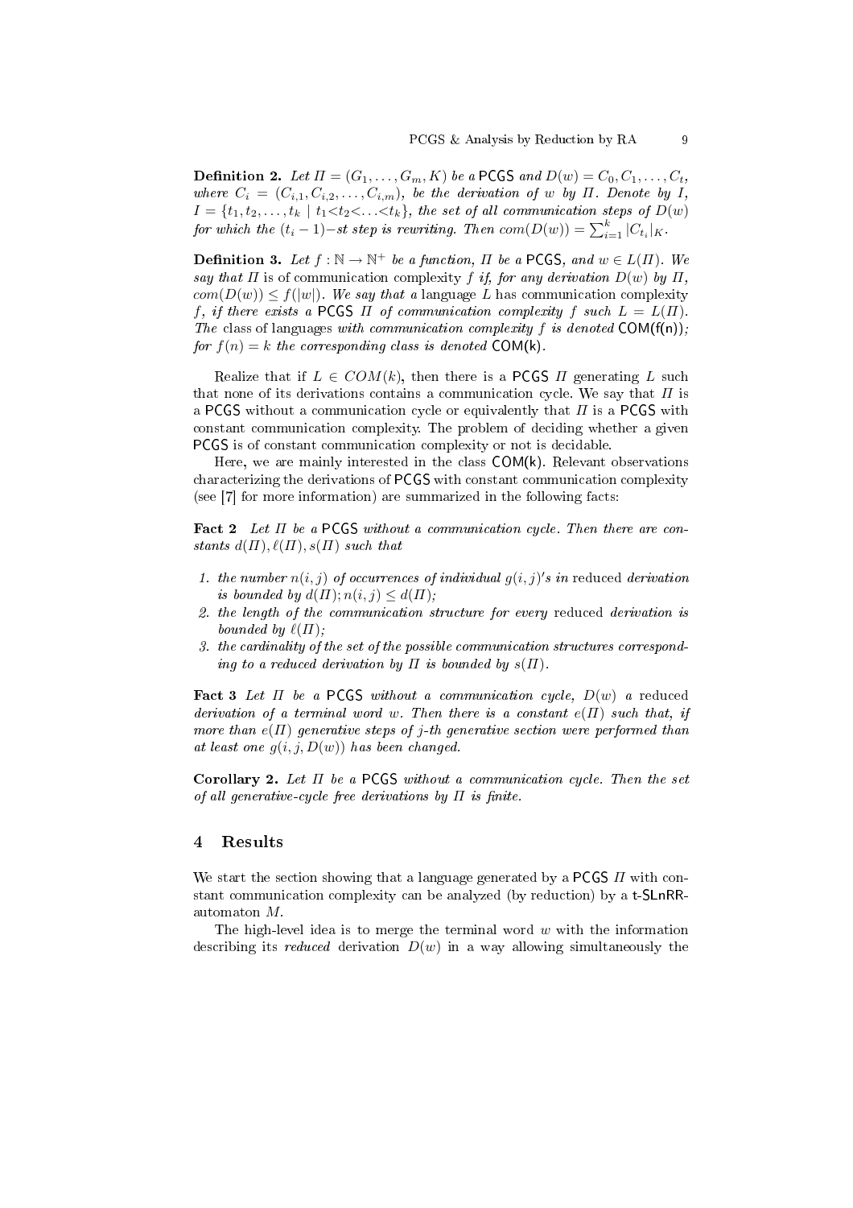**Definition 2.** *Let $\Pi = (G_1, \ldots, G_m, K)$ be a* PCGS *and $D(w) = C_0, C_1, \ldots, C_t$, where $C_i = (C_{i,1}, C_{i,2}, \ldots, C_{i,m})$, be the derivation of $w$ by $\Pi$. Denote by $I$, $I = \{t_1, t_2, \ldots, t_k \mid t_1 < t_2 < \ldots < t_k\}$, the set of all communication steps of $D(w)$ for which the $(t_i - 1)$−st step is rewriting. Then $com(D(w)) = \sum_{i=1}^{k} |C_{t_i}|_K$.*

**Definition 3.** *Let $f : \mathbb{N} \rightarrow \mathbb{N}^+$ be a function, $\Pi$ be a* PCGS*, and $w \in L(\Pi)$. We say that $\Pi$ is of communication complexity $f$ if, for any derivation $D(w)$ by $\Pi$, $com(D(w)) \leq f(|w|)$. We say that* a language *$L$ has communication complexity $f$, if there exists a* PCGS *$\Pi$ of communication complexity $f$ such $L = L(\Pi)$. The* class of languages *with communication complexity $f$ is denoted* COM(f(n))*; for $f(n) = k$ the corresponding class is denoted* COM(k).

Realize that if $L \in COM(k)$, then there is a PCGS $\Pi$ generating $L$ such that none of its derivations contains a communication cycle. We say that $\Pi$ is a PCGS without a communication cycle or equivalently that $\Pi$ is a PCGS with constant communication complexity. The problem of deciding whether a given PCGS is of constant communication complexity or not is decidable.

Here, we are mainly interested in the class COM(k). Relevant observations characterizing the derivations of PCGS with constant communication complexity (see [7] for more information) are summarized in the following facts:

**Fact 2** *Let $\Pi$ be a* PCGS *without a communication cycle. Then there are constants $d(\Pi), \ell(\Pi), s(\Pi)$ such that*

1. *the number $n(i,j)$ of occurrences of individual $g(i,j)'s$ in* reduced *derivation is bounded by $d(\Pi)$; $n(i,j) \leq d(\Pi)$;*
2. *the length of the communication structure for every* reduced *derivation is bounded by $\ell(\Pi)$;*
3. *the cardinality of the set of the possible communication structures corresponding to a reduced derivation by $\Pi$ is bounded by $s(\Pi)$.*

**Fact 3** *Let $\Pi$ be a* PCGS *without a communication cycle, $D(w)$ a reduced derivation of a terminal word $w$. Then there is a constant $e(\Pi)$ such that, if more than $e(\Pi)$ generative steps of $j$-th generative section were performed than at least one $g(i, j, D(w))$ has been changed.*

**Corollary 2.** *Let $\Pi$ be a* PCGS *without a communication cycle. Then the set of all generative-cycle free derivations by $\Pi$ is finite.*

## 4 Results

We start the section showing that a language generated by a PCGS $\Pi$ with constant communication complexity can be analyzed (by reduction) by a t-SLnRR-automaton $M$.

The high-level idea is to merge the terminal word $w$ with the information describing its *reduced* derivation $D(w)$ in a way allowing simultaneously the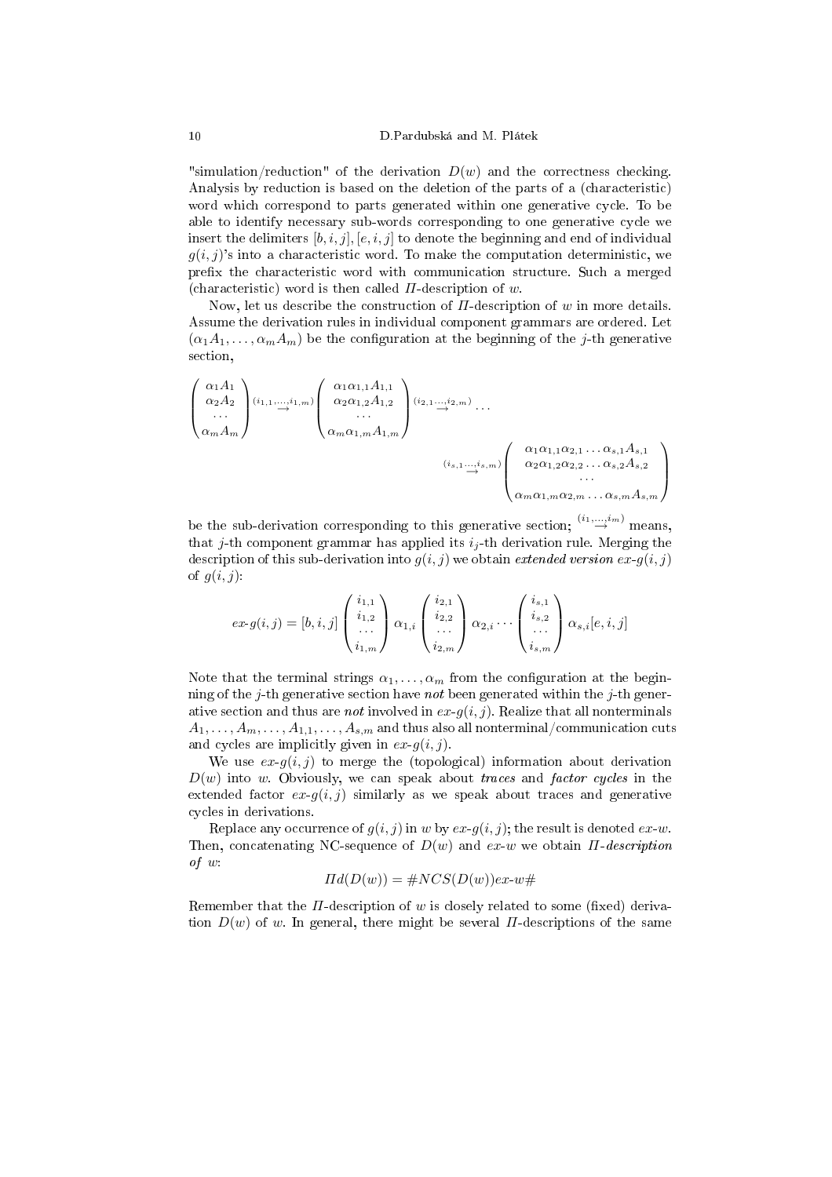"simulation/reduction" of the derivation $D(w)$ and the correctness checking. Analysis by reduction is based on the deletion of the parts of a (characteristic) word which correspond to parts generated within one generative cycle. To be able to identify necessary sub-words corresponding to one generative cycle we insert the delimiters $[b,i,j]$, $[e,i,j]$ to denote the beginning and end of individual $g(i,j)$'s into a characteristic word. To make the computation deterministic, we prefix the characteristic word with communication structure. Such a merged (characteristic) word is then called $\Pi$-description of $w$.

Now, let us describe the construction of $\Pi$-description of $w$ in more details. Assume the derivation rules in individual component grammars are ordered. Let $(\alpha_1 A_1, \dots, \alpha_m A_m)$ be the configuration at the beginning of the $j$-th generative section,

$$
\begin{pmatrix} \alpha_1 A_1 \\ \alpha_2 A_2 \\ \dots \\ \alpha_m A_m \end{pmatrix} \stackrel{(i_{1,1},\dots,i_{1,m})}{\longrightarrow} \begin{pmatrix} \alpha_1 \alpha_{1,1} A_{1,1} \\ \alpha_2 \alpha_{1,2} A_{1,2} \\ \dots \\ \alpha_m \alpha_{1,m} A_{1,m} \end{pmatrix} \stackrel{(i_{2,1}\dots,i_{2,m})}{\longrightarrow} \dots
$$

$$
\stackrel{(i_{s,1}\dots,i_{s,m})}{\longrightarrow} \begin{pmatrix} \alpha_1 \alpha_{1,1} \alpha_{2,1} \dots \alpha_{s,1} A_{s,1} \\ \alpha_2 \alpha_{1,2} \alpha_{2,2} \dots \alpha_{s,2} A_{s,2} \\ \dots \\ \alpha_m \alpha_{1,m} \alpha_{2,m} \dots \alpha_{s,m} A_{s,m} \end{pmatrix}
$$

be the sub-derivation corresponding to this generative section; $\stackrel{(i_1,\dots,i_m)}{\rightarrow}$ means, that $j$-th component grammar has applied its $i_j$-th derivation rule. Merging the description of this sub-derivation into $g(i,j)$ we obtain *extended version* $ex\text{-}g(i,j)$ of $g(i,j)$:

$$
ex\text{-}g(i,j) = [b,i,j] \begin{pmatrix} i_{1,1} \\ i_{1,2} \\ \dots \\ i_{1,m} \end{pmatrix} \alpha_{1,i} \begin{pmatrix} i_{2,1} \\ i_{2,2} \\ \dots \\ i_{2,m} \end{pmatrix} \alpha_{2,i} \cdots \begin{pmatrix} i_{s,1} \\ i_{s,2} \\ \dots \\ i_{s,m} \end{pmatrix} \alpha_{s,i} [e,i,j]
$$

Note that the terminal strings $\alpha_1, \dots, \alpha_m$ from the configuration at the beginning of the $j$-th generative section have *not* been generated within the $j$-th generative section and thus are *not* involved in $ex\text{-}g(i,j)$. Realize that all nonterminals $A_1, \dots, A_m, \dots, A_{1,1}, \dots, A_{s,m}$ and thus also all nonterminal/communication cuts and cycles are implicitly given in $ex\text{-}g(i,j)$.

We use $ex\text{-}g(i,j)$ to merge the (topological) information about derivation $D(w)$ into $w$. Obviously, we can speak about *traces* and *factor cycles* in the extended factor $ex\text{-}g(i,j)$ similarly as we speak about traces and generative cycles in derivations.

Replace any occurrence of $g(i,j)$ in $w$ by $ex\text{-}g(i,j)$; the result is denoted $ex\text{-}w$. Then, concatenating NC-sequence of $D(w)$ and $ex\text{-}w$ we obtain *$\Pi$-description of $w$*:

$$
\Pi d(D(w)) = \#NCS(D(w))ex\text{-}w\#
$$

Remember that the $\Pi$-description of $w$ is closely related to some (fixed) derivation $D(w)$ of $w$. In general, there might be several $\Pi$-descriptions of the same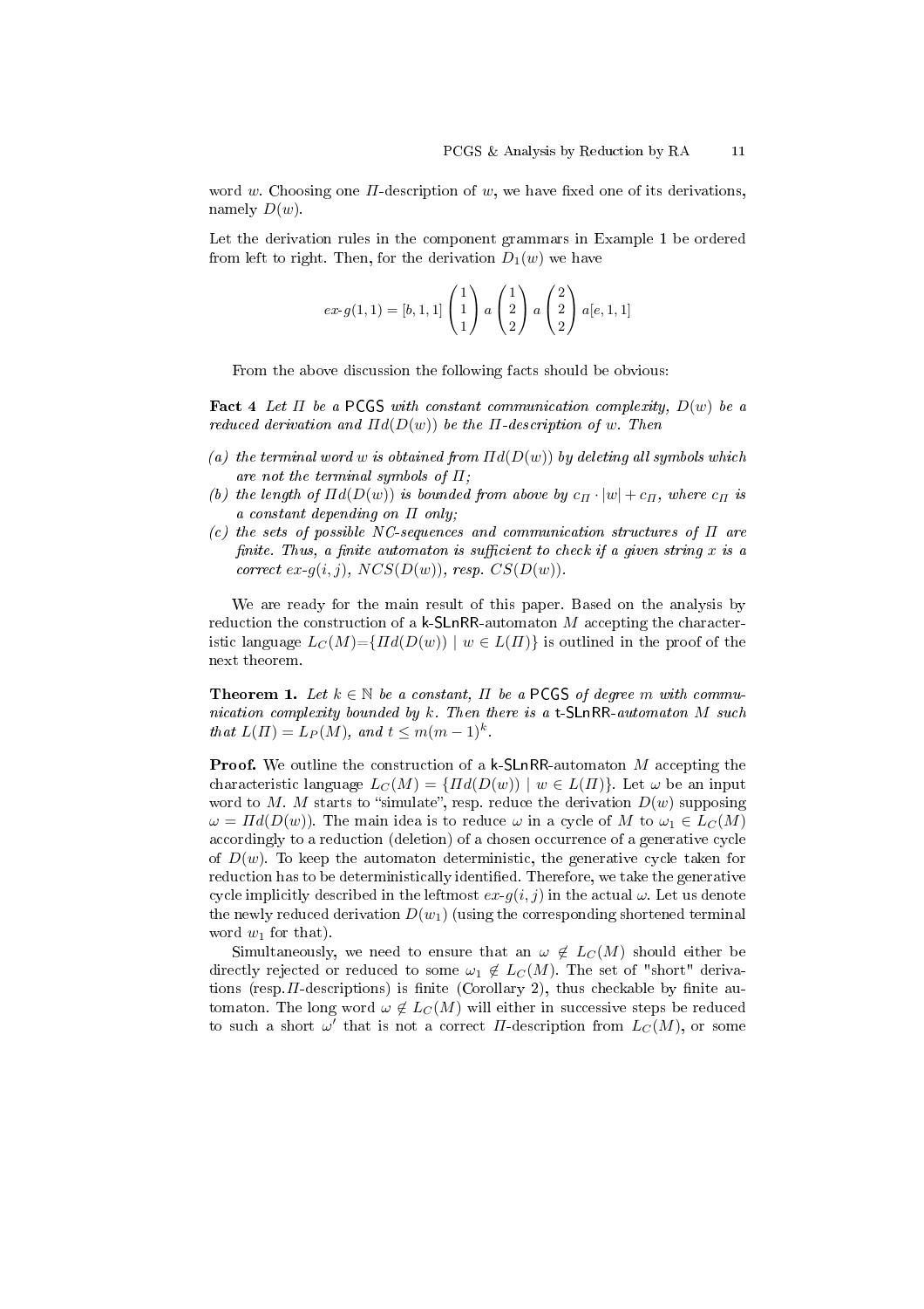word $w$. Choosing one $\Pi$-description of $w$, we have fixed one of its derivations, namely $D(w)$.

Let the derivation rules in the component grammars in Example 1 be ordered from left to right. Then, for the derivation $D_1(w)$ we have

$$ex\text{-}g(1,1) = [b,1,1] \begin{pmatrix} 1 \\ 1 \\ 1 \end{pmatrix} a \begin{pmatrix} 1 \\ 2 \\ 2 \end{pmatrix} a \begin{pmatrix} 2 \\ 2 \\ 2 \end{pmatrix} a[e,1,1]$$

From the above discussion the following facts should be obvious:

**Fact 4** *Let $\Pi$ be a* PCGS *with constant communication complexity, $D(w)$ be a reduced derivation and $\Pi d(D(w))$ be the $\Pi$-description of $w$. Then*

*(a) the terminal word $w$ is obtained from $\Pi d(D(w))$ by deleting all symbols which are not the terminal symbols of $\Pi$;*

*(b) the length of $\Pi d(D(w))$ is bounded from above by $c_\Pi \cdot |w| + c_\Pi$, where $c_\Pi$ is a constant depending on $\Pi$ only;*

*(c) the sets of possible NC-sequences and communication structures of $\Pi$ are finite. Thus, a finite automaton is sufficient to check if a given string $x$ is a correct $ex\text{-}g(i,j)$, $NCS(D(w))$, resp. $CS(D(w))$.*

We are ready for the main result of this paper. Based on the analysis by reduction the construction of a k-SLnRR-automaton $M$ accepting the characteristic language $L_C(M)=\{\Pi d(D(w)) \mid w \in L(\Pi)\}$ is outlined in the proof of the next theorem.

**Theorem 1.** *Let $k \in \mathbb{N}$ be a constant, $\Pi$ be a* PCGS *of degree $m$ with communication complexity bounded by $k$. Then there is a* t-SLnRR*-automaton $M$ such that $L(\Pi) = L_P(M)$, and $t \leq m(m-1)^k$.*

**Proof.** We outline the construction of a k-SLnRR-automaton $M$ accepting the characteristic language $L_C(M) = \{\Pi d(D(w)) \mid w \in L(\Pi)\}$. Let $\omega$ be an input word to $M$. $M$ starts to "simulate", resp. reduce the derivation $D(w)$ supposing $\omega = \Pi d(D(w))$. The main idea is to reduce $\omega$ in a cycle of $M$ to $\omega_1 \in L_C(M)$ accordingly to a reduction (deletion) of a chosen occurrence of a generative cycle of $D(w)$. To keep the automaton deterministic, the generative cycle taken for reduction has to be deterministically identified. Therefore, we take the generative cycle implicitly described in the leftmost $ex\text{-}g(i,j)$ in the actual $\omega$. Let us denote the newly reduced derivation $D(w_1)$ (using the corresponding shortened terminal word $w_1$ for that).

Simultaneously, we need to ensure that an $\omega \notin L_C(M)$ should either be directly rejected or reduced to some $\omega_1 \notin L_C(M)$. The set of "short" derivations (resp. $\Pi$-descriptions) is finite (Corollary 2), thus checkable by finite automaton. The long word $\omega \notin L_C(M)$ will either in successive steps be reduced to such a short $\omega'$ that is not a correct $\Pi$-description from $L_C(M)$, or some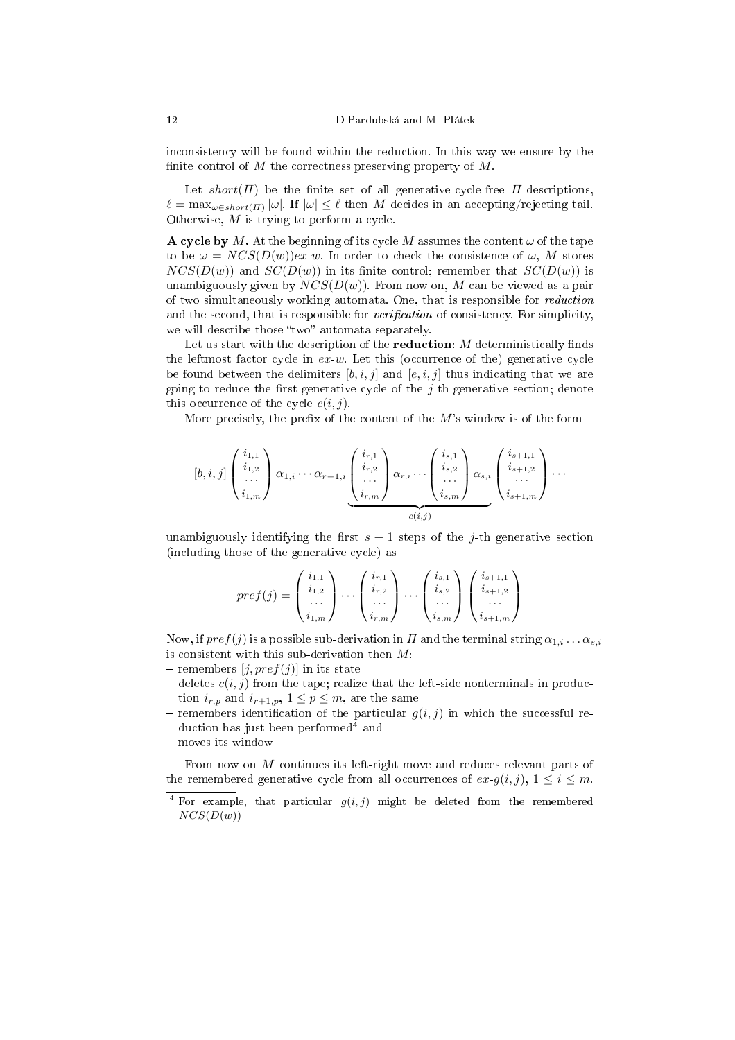inconsistency will be found within the reduction. In this way we ensure by the finite control of $M$ the correctness preserving property of $M$.

Let $short(\Pi)$ be the finite set of all generative-cycle-free $\Pi$-descriptions, $\ell = \max_{\omega \in short(\Pi)} |\omega|$. If $|\omega| \leq \ell$ then $M$ decides in an accepting/rejecting tail. Otherwise, $M$ is trying to perform a cycle.

**A cycle by $M$.** At the beginning of its cycle $M$ assumes the content $\omega$ of the tape to be $\omega = NCS(D(w))ex\text{-}w$. In order to check the consistence of $\omega$, $M$ stores $NCS(D(w))$ and $SC(D(w))$ in its finite control; remember that $SC(D(w))$ is unambiguously given by $NCS(D(w))$. From now on, $M$ can be viewed as a pair of two simultaneously working automata. One, that is responsible for *reduction* and the second, that is responsible for *verification* of consistency. For simplicity, we will describe those "two" automata separately.

Let us start with the description of the **reduction**: $M$ deterministically finds the leftmost factor cycle in $ex\text{-}w$. Let this (occurrence of the) generative cycle be found between the delimiters $[b, i, j]$ and $[e, i, j]$ thus indicating that we are going to reduce the first generative cycle of the $j$-th generative section; denote this occurrence of the cycle $c(i, j)$.

More precisely, the prefix of the content of the $M$'s window is of the form

$$[b,i,j] \begin{pmatrix} i_{1,1} \\ i_{1,2} \\ \cdots \\ i_{1,m} \end{pmatrix} \alpha_{1,i} \cdots \alpha_{r-1,i} \underbrace{\begin{pmatrix} i_{r,1} \\ i_{r,2} \\ \cdots \\ i_{r,m} \end{pmatrix} \alpha_{r,i} \cdots \begin{pmatrix} i_{s,1} \\ i_{s,2} \\ \cdots \\ i_{s,m} \end{pmatrix} \alpha_{s,i}}_{c(i,j)} \begin{pmatrix} i_{s+1,1} \\ i_{s+1,2} \\ \cdots \\ i_{s+1,m} \end{pmatrix} \cdots$$

unambiguously identifying the first $s+1$ steps of the $j$-th generative section (including those of the generative cycle) as

$$pref(j) = \begin{pmatrix} i_{1,1} \\ i_{1,2} \\ \cdots \\ i_{1,m} \end{pmatrix} \cdots \begin{pmatrix} i_{r,1} \\ i_{r,2} \\ \cdots \\ i_{r,m} \end{pmatrix} \cdots \begin{pmatrix} i_{s,1} \\ i_{s,2} \\ \cdots \\ i_{s,m} \end{pmatrix} \begin{pmatrix} i_{s+1,1} \\ i_{s+1,2} \\ \cdots \\ i_{s+1,m} \end{pmatrix}$$

Now, if $pref(j)$ is a possible sub-derivation in $\Pi$ and the terminal string $\alpha_{1,i} \ldots \alpha_{s,i}$ is consistent with this sub-derivation then $M$:

- remembers $[j, pref(j)]$ in its state
- deletes $c(i,j)$ from the tape; realize that the left-side nonterminals in production $i_{r,p}$ and $i_{r+1,p}$, $1 \leq p \leq m$, are the same
- remembers identification of the particular $g(i,j)$ in which the successful reduction has just been performed[4] and
- moves its window

From now on $M$ continues its left-right move and reduces relevant parts of the remembered generative cycle from all occurrences of $ex\text{-}g(i,j)$, $1 \leq i \leq m$.

[4] For example, that particular $g(i,j)$ might be deleted from the remembered $NCS(D(w))$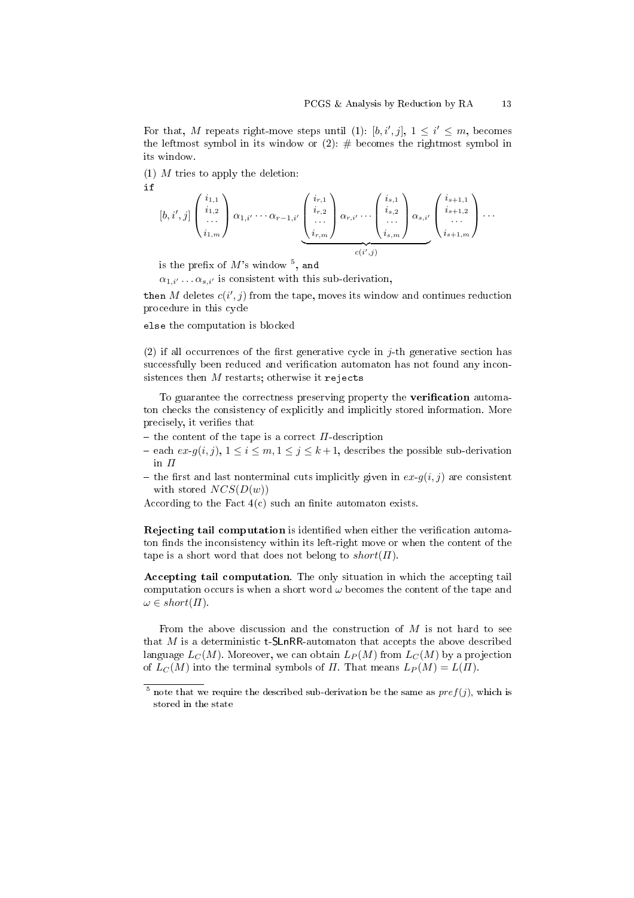For that, $M$ repeats right-move steps until (1): $[b, i', j]$, $1 \leq i' \leq m$, becomes the leftmost symbol in its window or (2): $\#$ becomes the rightmost symbol in its window.

(1) $M$ tries to apply the deletion:

`if`

$$[b,i',j] \begin{pmatrix} i_{1,1} \\ i_{1,2} \\ \cdots \\ i_{1,m} \end{pmatrix} \alpha_{1,i'} \cdots \alpha_{r-1,i'} \underbrace{\begin{pmatrix} i_{r,1} \\ i_{r,2} \\ \cdots \\ i_{r,m} \end{pmatrix} \alpha_{r,i'} \cdots \begin{pmatrix} i_{s,1} \\ i_{s,2} \\ \cdots \\ i_{s,m} \end{pmatrix} \alpha_{s,i'}}_{c(i',j)} \begin{pmatrix} i_{s+1,1} \\ i_{s+1,2} \\ \cdots \\ i_{s+1,m} \end{pmatrix} \cdots$$

is the prefix of $M$'s window [5], `and`

$\alpha_{1,i'} \ldots \alpha_{s,i'}$ is consistent with this sub-derivation,

`then` $M$ deletes $c(i', j)$ from the tape, moves its window and continues reduction procedure in this cycle

`else` the computation is blocked

(2) if all occurrences of the first generative cycle in $j$-th generative section has successfully been reduced and verification automaton has not found any inconsistences then $M$ restarts; otherwise it `rejects`

To guarantee the correctness preserving property the **verification** automaton checks the consistency of explicitly and implicitly stored information. More precisely, it verifies that

- the content of the tape is a correct $\Pi$-description
- each $ex\text{-}g(i,j)$, $1 \leq i \leq m, 1 \leq j \leq k+1$, describes the possible sub-derivation in $\Pi$
- the first and last nonterminal cuts implicitly given in $ex\text{-}g(i,j)$ are consistent with stored $NCS(D(w))$

According to the Fact 4(c) such an finite automaton exists.

**Rejecting tail computation** is identified when either the verification automaton finds the inconsistency within its left-right move or when the content of the tape is a short word that does not belong to $short(\Pi)$.

**Accepting tail computation**. The only situation in which the accepting tail computation occurs is when a short word $\omega$ becomes the content of the tape and $\omega \in short(\Pi)$.

From the above discussion and the construction of $M$ is not hard to see that $M$ is a deterministic t-SLnRR-automaton that accepts the above described language $L_C(M)$. Moreover, we can obtain $L_P(M)$ from $L_C(M)$ by a projection of $L_C(M)$ into the terminal symbols of $\Pi$. That means $L_P(M) = L(\Pi)$.

[5] note that we require the described sub-derivation be the same as $pref(j)$, which is stored in the state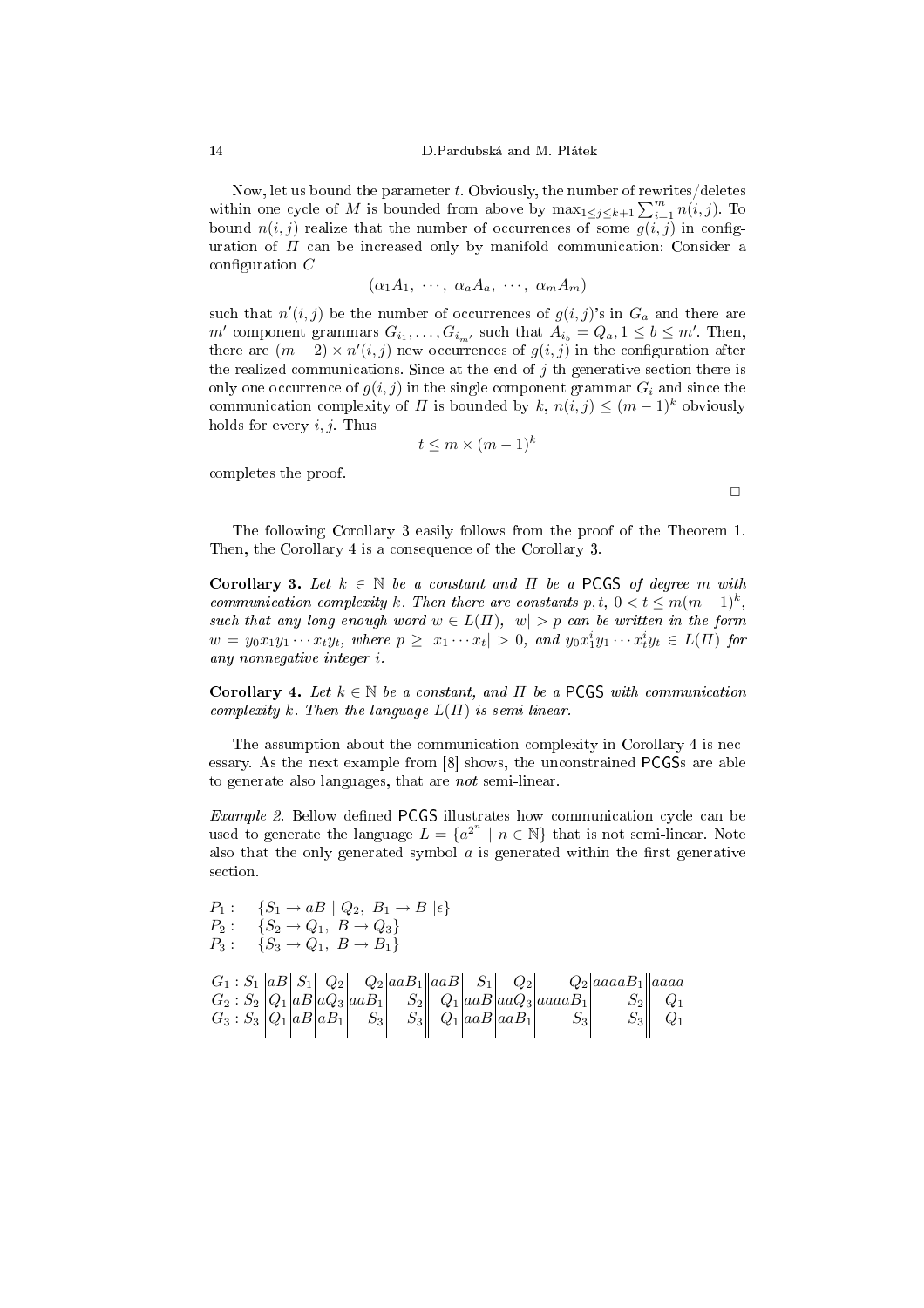Now, let us bound the parameter $t$. Obviously, the number of rewrites/deletes within one cycle of $M$ is bounded from above by $\max_{1\leq j\leq k+1}\sum_{i=1}^{m} n(i,j)$. To bound $n(i,j)$ realize that the number of occurrences of some $g(i,j)$ in configuration of $\Pi$ can be increased only by manifold communication: Consider a configuration $C$

$$(\alpha_1 A_1,\ \cdots,\ \alpha_a A_a,\ \cdots,\ \alpha_m A_m)$$

such that $n'(i,j)$ be the number of occurrences of $g(i,j)$'s in $G_a$ and there are $m'$ component grammars $G_{i_1},\ldots,G_{i_{m'}}$ such that $A_{i_b} = Q_a, 1 \leq b \leq m'$. Then, there are $(m-2)\times n'(i,j)$ new occurrences of $g(i,j)$ in the configuration after the realized communications. Since at the end of $j$-th generative section there is only one occurrence of $g(i,j)$ in the single component grammar $G_i$ and since the communication complexity of $\Pi$ is bounded by $k$, $n(i,j) \leq (m-1)^k$ obviously holds for every $i,j$. Thus

$$t \leq m \times (m-1)^k$$

completes the proof.

□

The following Corollary 3 easily follows from the proof of the Theorem 1. Then, the Corollary 4 is a consequence of the Corollary 3.

**Corollary 3.** *Let $k \in \mathbb{N}$ be a constant and $\Pi$ be a* PCGS *of degree $m$ with communication complexity $k$. Then there are constants $p, t$, $0 < t \leq m(m-1)^k$, such that any long enough word $w \in L(\Pi)$, $|w| > p$ can be written in the form $w = y_0 x_1 y_1 \cdots x_t y_t$, where $p \geq |x_1 \cdots x_t| > 0$, and $y_0 x_1^i y_1 \cdots x_t^i y_t \in L(\Pi)$ for any nonnegative integer $i$.*

**Corollary 4.** *Let $k \in \mathbb{N}$ be a constant, and $\Pi$ be a* PCGS *with communication complexity $k$. Then the language $L(\Pi)$ is semi-linear.*

The assumption about the communication complexity in Corollary 4 is necessary. As the next example from [8] shows, the unconstrained PCGSs are able to generate also languages, that are *not* semi-linear.

*Example 2.* Bellow defined PCGS illustrates how communication cycle can be used to generate the language $L = \{a^{2^n} \mid n \in \mathbb{N}\}$ that is not semi-linear. Note also that the only generated symbol $a$ is generated within the first generative section.

$P_1: \quad \{S_1 \to aB \mid Q_2,\ B_1 \to B \mid \epsilon\}$
$P_2: \quad \{S_2 \to Q_1,\ B \to Q_3\}$
$P_3: \quad \{S_3 \to Q_1,\ B \to B_1\}$

| | | | | | | | | | | | | | |
|---|---|---|---|---|---|---|---|---|---|---|---|---|---|
| $G_1:$ | $S_1$ | $aB$ | $S_1$ | $Q_2$ | $Q_2$ | $aaB_1$ | $aaB$ | $S_1$ | $Q_2$ | $Q_2$ | $aaaaB_1$ | $aaaa$ |
| $G_2:$ | $S_2$ | $Q_1$ | $aB$ | $aQ_3$ | $aaB_1$ | $S_2$ | $Q_1$ | $aaB$ | $aaQ_3$ | $aaaaB_1$ | $S_2$ | $Q_1$ |
| $G_3:$ | $S_3$ | $Q_1$ | $aB$ | $aB_1$ | $S_3$ | $S_3$ | $Q_1$ | $aaB$ | $aaB_1$ | $S_3$ | $S_3$ | $Q_1$ |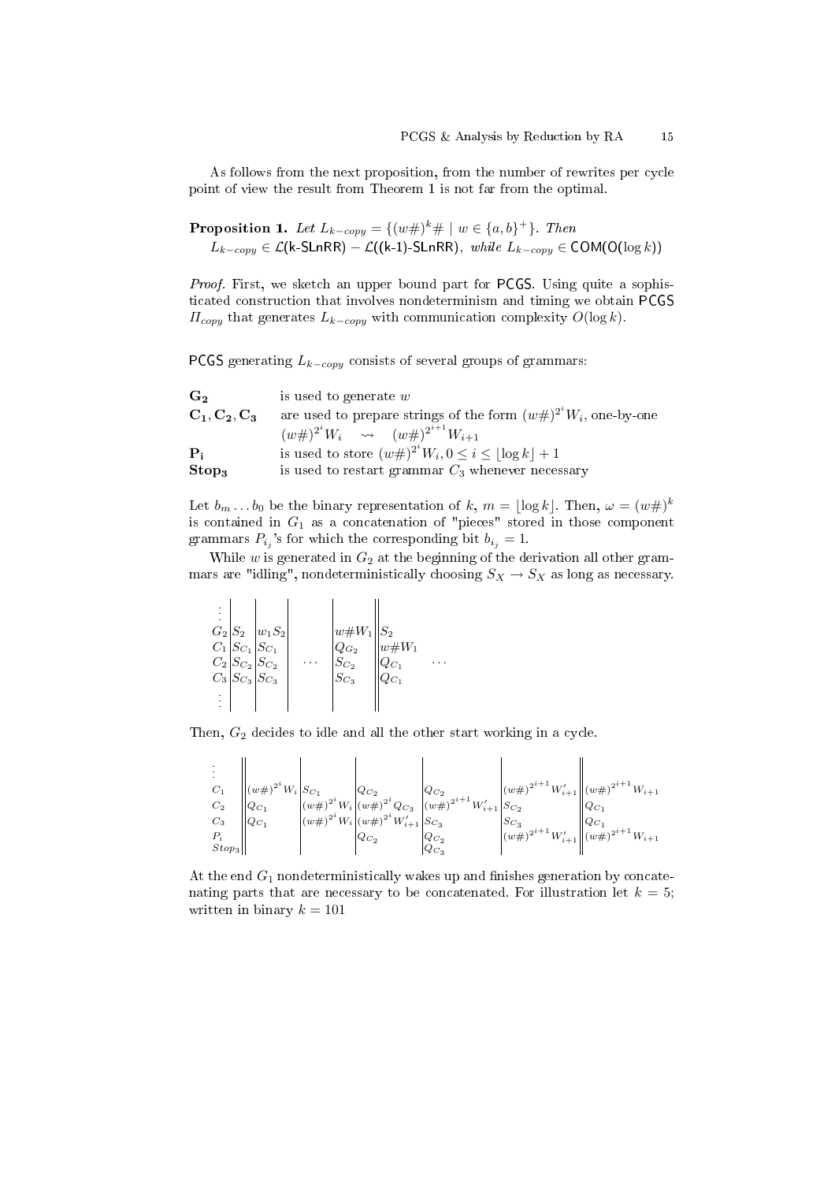As follows from the next proposition, from the number of rewrites per cycle point of view the result from Theorem 1 is not far from the optimal.

**Proposition 1.** *Let* $L_{k-copy} = \{(w\#)^k\# \mid w \in \{a,b\}^+\}$. *Then* $L_{k-copy} \in \mathcal{L}(\mathsf{k\text{-}SLnRR}) - \mathcal{L}(\mathsf{(k\text{-}1)\text{-}SLnRR})$, *while* $L_{k-copy} \in \mathsf{COM}(\mathsf{O}(\log k))$

*Proof.* First, we sketch an upper bound part for PCGS. Using quite a sophisticated construction that involves nondeterminism and timing we obtain PCGS $\Pi_{copy}$ that generates $L_{k-copy}$ with communication complexity $O(\log k)$.

PCGS generating $L_{k-copy}$ consists of several groups of grammars:

| | |
|---|---|
| $\mathbf{G_2}$ | is used to generate $w$ |
| $\mathbf{C_1, C_2, C_3}$ | are used to prepare strings of the form $(w\#)^{2^i} W_i$, one-by-one $(w\#)^{2^i} W_i \quad \rightsquigarrow \quad (w\#)^{2^{i+1}} W_{i+1}$ |
| $\mathbf{P_i}$ | is used to store $(w\#)^{2^i} W_i, 0 \leq i \leq \lfloor \log k \rfloor + 1$ |
| $\mathbf{Stop_3}$ | is used to restart grammar $C_3$ whenever necessary |

Let $b_m \dots b_0$ be the binary representation of $k$, $m = \lfloor \log k \rfloor$. Then, $\omega = (w\#)^k$ is contained in $G_1$ as a concatenation of "pieces" stored in those component grammars $P_{i_j}$'s for which the corresponding bit $b_{i_j} = 1$.

While $w$ is generated in $G_2$ at the beginning of the derivation all other grammars are "idling", nondeterministically choosing $S_X \to S_X$ as long as necessary.

| | | | | | | |
|---|---|---|---|---|---|---|
| $\vdots$ | | | | | | |
| $G_2$ | $S_2$ | $w_1 S_2$ | | $w\#W_1$ | $S_2$ | |
| $C_1$ | $S_{C_1}$ | $S_{C_1}$ | | $Q_{G_2}$ | $w\#W_1$ | |
| $C_2$ | $S_{C_2}$ | $S_{C_2}$ | $\dots$ | $S_{C_2}$ | $Q_{C_1}$ | $\dots$ |
| $C_3$ | $S_{C_3}$ | $S_{C_3}$ | | $S_{C_3}$ | $Q_{C_1}$ | |
| $\vdots$ | | | | | | |

Then, $G_2$ decides to idle and all the other start working in a cycle.

| | | | | | | |
|---|---|---|---|---|---|---|
| $\vdots$ | | | | | | |
| $C_1$ | $(w\#)^{2^i} W_i$ | $S_{C_1}$ | $Q_{C_2}$ | $Q_{C_2}$ | $(w\#)^{2^{i+1}} W'_{i+1}$ | $(w\#)^{2^{i+1}} W_{i+1}$ |
| $C_2$ | $Q_{C_1}$ | $(w\#)^{2^i} W_i$ | $(w\#)^{2^i} Q_{C_3}$ | $(w\#)^{2^{i+1}} W'_{i+1}$ | $S_{C_2}$ | $Q_{C_1}$ |
| $C_3$ | $Q_{C_1}$ | $(w\#)^{2^i} W_i$ | $(w\#)^{2^i} W'_{i+1}$ | $S_{C_3}$ | $S_{C_3}$ | $Q_{C_1}$ |
| $P_i$ | | | $Q_{C_2}$ | $Q_{C_2}$ | $(w\#)^{2^{i+1}} W'_{i+1}$ | $(w\#)^{2^{i+1}} W_{i+1}$ |
| $Stop_3$ | | | | $Q_{C_3}$ | | |

At the end $G_1$ nondeterministically wakes up and finishes generation by concatenating parts that are necessary to be concatenated. For illustration let $k = 5$; written in binary $k = 101$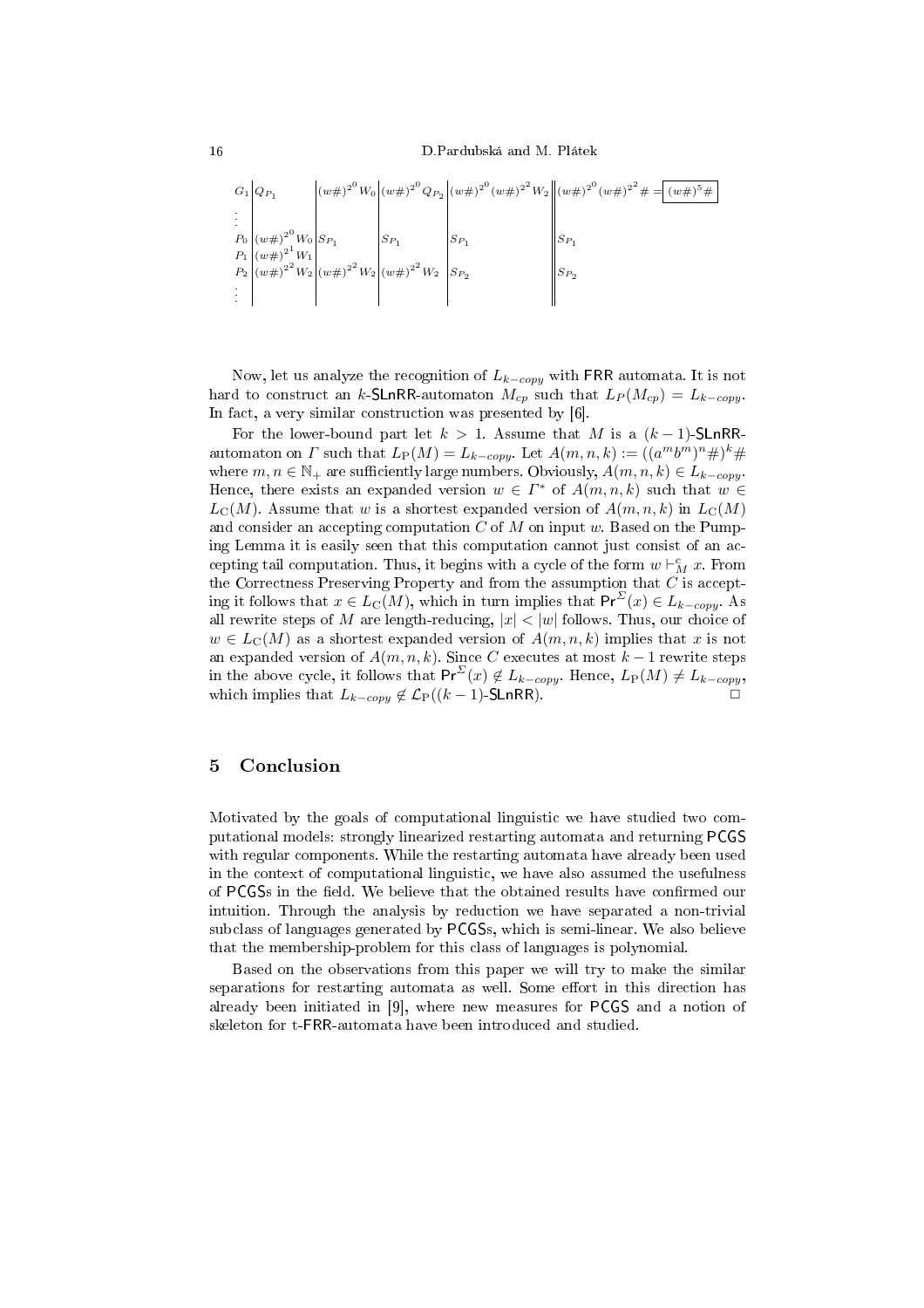| | | | | | |
|---|---|---|---|---|---|
| $G_1$ | $Q_{P_1}$ | $(w\#)^{2^0} W_0$ | $(w\#)^{2^0} Q_{P_2}$ | $(w\#)^{2^0} (w\#)^{2^2} W_2$ | $(w\#)^{2^0} (w\#)^{2^2} \# = \boxed{(w\#)^5 \#}$ |
| $\vdots$ | | | | | |
| $P_0$ | $(w\#)^{2^0} W_0$ | $S_{P_1}$ | $S_{P_1}$ | $S_{P_1}$ | $S_{P_1}$ |
| $P_1$ | $(w\#)^{2^1} W_1$ | | | | |
| $P_2$ | $(w\#)^{2^2} W_2$ | $(w\#)^{2^2} W_2$ | $(w\#)^{2^2} W_2$ | $S_{P_2}$ | $S_{P_2}$ |
| $\vdots$ | | | | | |

Now, let us analyze the recognition of $L_{k-copy}$ with FRR automata. It is not hard to construct an $k$-SLnRR-automaton $M_{cp}$ such that $L_P(M_{cp}) = L_{k-copy}$. In fact, a very similar construction was presented by [6].

For the lower-bound part let $k > 1$. Assume that $M$ is a $(k-1)$-SLnRR-automaton on $\Gamma$ such that $L_P(M) = L_{k-copy}$. Let $A(m,n,k) := ((a^m b^m)^n \#)^k \#$ where $m, n \in \mathbb{N}_+$ are sufficiently large numbers. Obviously, $A(m,n,k) \in L_{k-copy}$. Hence, there exists an expanded version $w \in \Gamma^*$ of $A(m,n,k)$ such that $w \in L_C(M)$. Assume that $w$ is a shortest expanded version of $A(m,n,k)$ in $L_C(M)$ and consider an accepting computation $C$ of $M$ on input $w$. Based on the Pumping Lemma it is easily seen that this computation cannot just consist of an accepting tail computation. Thus, it begins with a cycle of the form $w \vdash^c_M x$. From the Correctness Preserving Property and from the assumption that $C$ is accepting it follows that $x \in L_C(M)$, which in turn implies that $\mathsf{Pr}^{\Sigma}(x) \in L_{k-copy}$. As all rewrite steps of $M$ are length-reducing, $|x| < |w|$ follows. Thus, our choice of $w \in L_C(M)$ as a shortest expanded version of $A(m,n,k)$ implies that $x$ is not an expanded version of $A(m,n,k)$. Since $C$ executes at most $k-1$ rewrite steps in the above cycle, it follows that $\mathsf{Pr}^{\Sigma}(x) \notin L_{k-copy}$. Hence, $L_P(M) \neq L_{k-copy}$, which implies that $L_{k-copy} \notin \mathcal{L}_P((k-1)\text{-SLnRR})$. □

## 5 Conclusion

Motivated by the goals of computational linguistic we have studied two computational models: strongly linearized restarting automata and returning PCGS with regular components. While the restarting automata have already been used in the context of computational linguistic, we have also assumed the usefulness of PCGSs in the field. We believe that the obtained results have confirmed our intuition. Through the analysis by reduction we have separated a non-trivial subclass of languages generated by PCGSs, which is semi-linear. We also believe that the membership-problem for this class of languages is polynomial.

Based on the observations from this paper we will try to make the similar separations for restarting automata as well. Some effort in this direction has already been initiated in [9], where new measures for PCGS and a notion of skeleton for t-FRR-automata have been introduced and studied.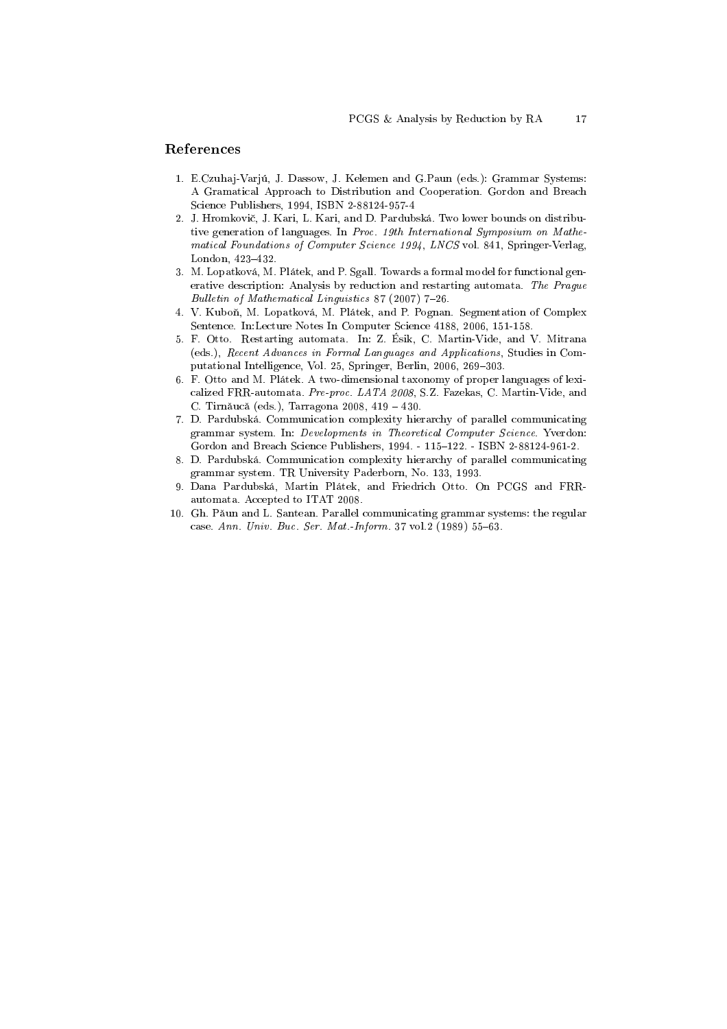## References

1. E.Czuhaj-Varjú, J. Dassow, J. Kelemen and G.Paun (eds.): Grammar Systems: A Gramatical Approach to Distribution and Cooperation. Gordon and Breach Science Publishers, 1994, ISBN 2-88124-957-4
2. J. Hromkovič, J. Kari, L. Kari, and D. Pardubská. Two lower bounds on distributive generation of languages. In *Proc. 19th International Symposium on Mathematical Foundations of Computer Science 1994*, *LNCS* vol. 841, Springer-Verlag, London, 423–432.
3. M. Lopatková, M. Plátek, and P. Sgall. Towards a formal model for functional generative description: Analysis by reduction and restarting automata. *The Prague Bulletin of Mathematical Linguistics* 87 (2007) 7–26.
4. V. Kuboň, M. Lopatková, M. Plátek, and P. Pognan. Segmentation of Complex Sentence. In:Lecture Notes In Computer Science 4188, 2006, 151-158.
5. F. Otto. Restarting automata. In: Z. Ésik, C. Martin-Vide, and V. Mitrana (eds.), *Recent Advances in Formal Languages and Applications*, Studies in Computational Intelligence, Vol. 25, Springer, Berlin, 2006, 269–303.
6. F. Otto and M. Plátek. A two-dimensional taxonomy of proper languages of lexicalized FRR-automata. *Pre-proc. LATA 2008*, S.Z. Fazekas, C. Martin-Vide, and C. Tîrnăucă (eds.), Tarragona 2008, 419 – 430.
7. D. Pardubská. Communication complexity hierarchy of parallel communicating grammar system. In: *Developments in Theoretical Computer Science*. Yverdon: Gordon and Breach Science Publishers, 1994. - 115–122. - ISBN 2-88124-961-2.
8. D. Pardubská. Communication complexity hierarchy of parallel communicating grammar system. TR University Paderborn, No. 133, 1993.
9. Dana Pardubská, Martin Plátek, and Friedrich Otto. On PCGS and FRR-automata. Accepted to ITAT 2008.
10. Gh. Păun and L. Santean. Parallel communicating grammar systems: the regular case. *Ann. Univ. Buc. Ser. Mat.-Inform.* 37 vol.2 (1989) 55–63.